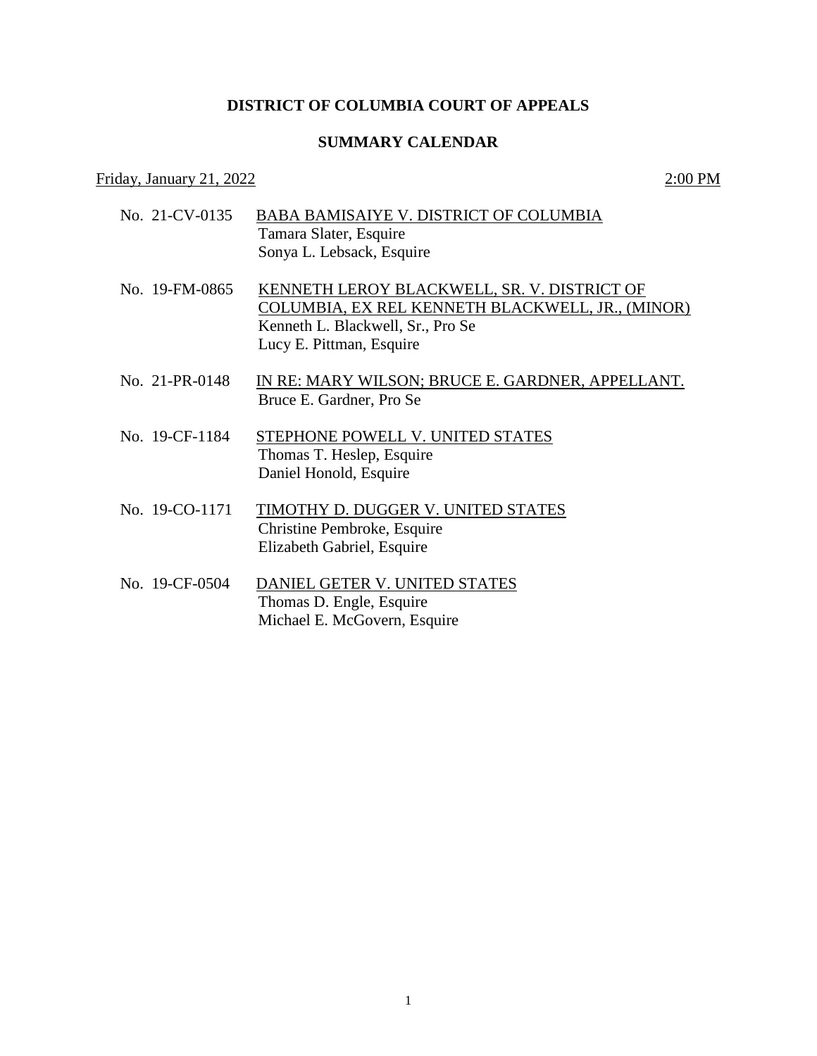# DISTRICT OF COLUMBIA COURT OF APPEALS

## SUMMARY CALENDAR

Friday, January 21, 2022 — 2:00 PM

No. 21-CV-0135 — BABA BAMISAIYE V. DISTRICT OF COLUMBIA
Tamara Slater, Esquire
Sonya L. Lebsack, Esquire

No. 19-FM-0865 — KENNETH LEROY BLACKWELL, SR. V. DISTRICT OF COLUMBIA, EX REL KENNETH BLACKWELL, JR., (MINOR)
Kenneth L. Blackwell, Sr., Pro Se
Lucy E. Pittman, Esquire

No. 21-PR-0148 — IN RE: MARY WILSON; BRUCE E. GARDNER, APPELLANT.
Bruce E. Gardner, Pro Se

No. 19-CF-1184 — STEPHONE POWELL V. UNITED STATES
Thomas T. Heslep, Esquire
Daniel Honold, Esquire

No. 19-CO-1171 — TIMOTHY D. DUGGER V. UNITED STATES
Christine Pembroke, Esquire
Elizabeth Gabriel, Esquire

No. 19-CF-0504 — DANIEL GETER V. UNITED STATES
Thomas D. Engle, Esquire
Michael E. McGovern, Esquire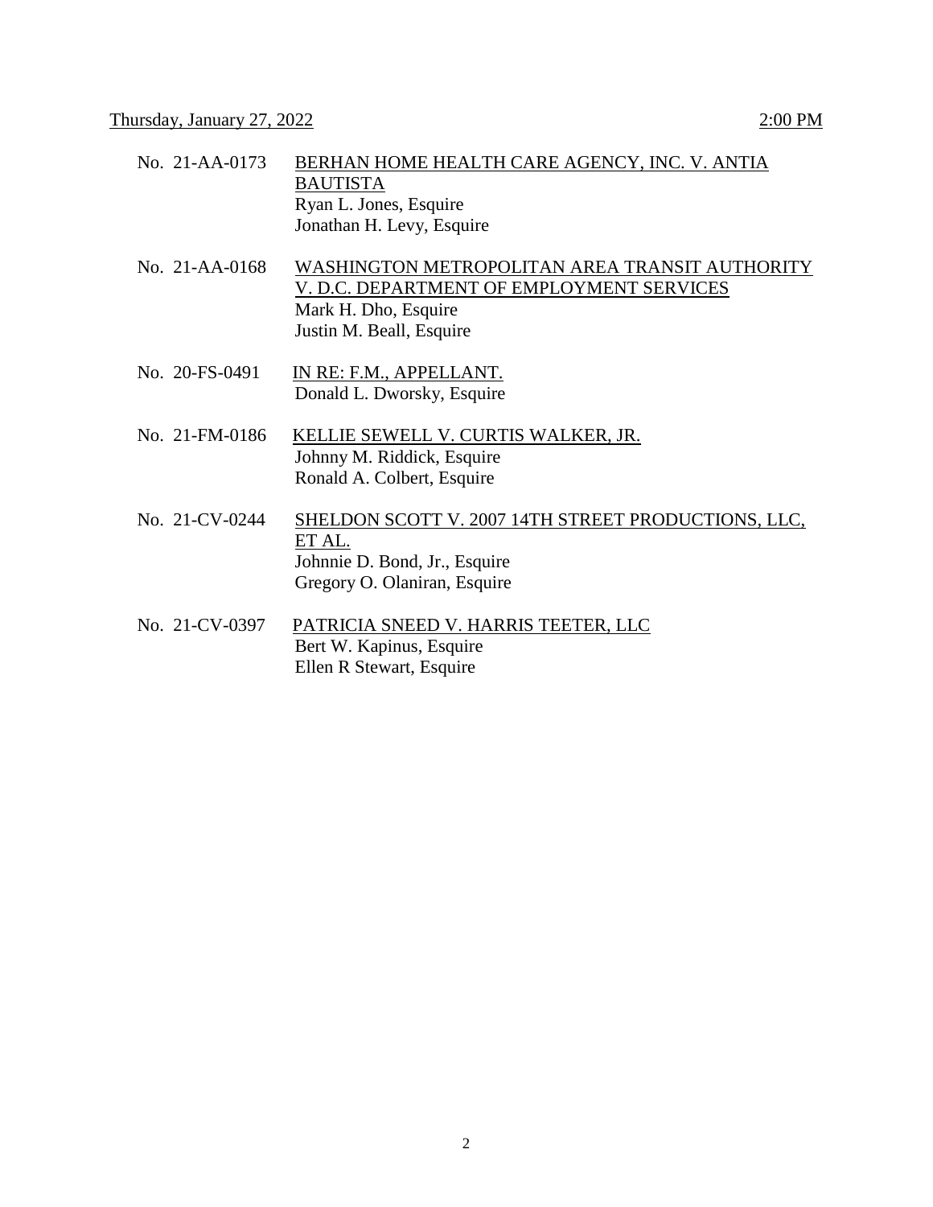Thursday, January 27, 2022 2:00 PM

No. 21-AA-0173 BERHAN HOME HEALTH CARE AGENCY, INC. V. ANTIA BAUTISTA
Ryan L. Jones, Esquire
Jonathan H. Levy, Esquire

No. 21-AA-0168 WASHINGTON METROPOLITAN AREA TRANSIT AUTHORITY V. D.C. DEPARTMENT OF EMPLOYMENT SERVICES
Mark H. Dho, Esquire
Justin M. Beall, Esquire

No. 20-FS-0491 IN RE: F.M., APPELLANT.
Donald L. Dworsky, Esquire

No. 21-FM-0186 KELLIE SEWELL V. CURTIS WALKER, JR.
Johnny M. Riddick, Esquire
Ronald A. Colbert, Esquire

No. 21-CV-0244 SHELDON SCOTT V. 2007 14TH STREET PRODUCTIONS, LLC, ET AL.
Johnnie D. Bond, Jr., Esquire
Gregory O. Olaniran, Esquire

No. 21-CV-0397 PATRICIA SNEED V. HARRIS TEETER, LLC
Bert W. Kapinus, Esquire
Ellen R Stewart, Esquire